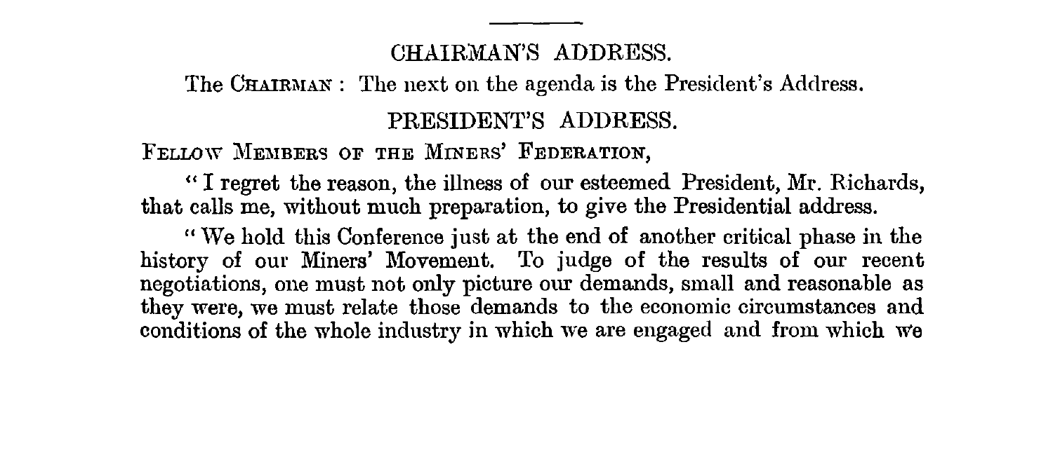## CHAIRMAN'S ADDRESS.

The CHAIRMAN: The next on the agenda is the President's Address.

## PRESIDENT'S ADDRESS.

FELLOW MEMBERS OF THE MINERS' FEDERATION,

"I regret the reason, the illness of our esteemed President, Mr. Richards, that calls me, without much preparation, to give the Presidential address.

"We hold this Conference just at the end of another critical phase in the history of our Miners' Movement. To judge of the results of our recent negotiations, one must not only picture our demands, small and reasonable as they were, we must relate those demands to the economic circumstances and conditions of the whole industry in which we are engaged and from which we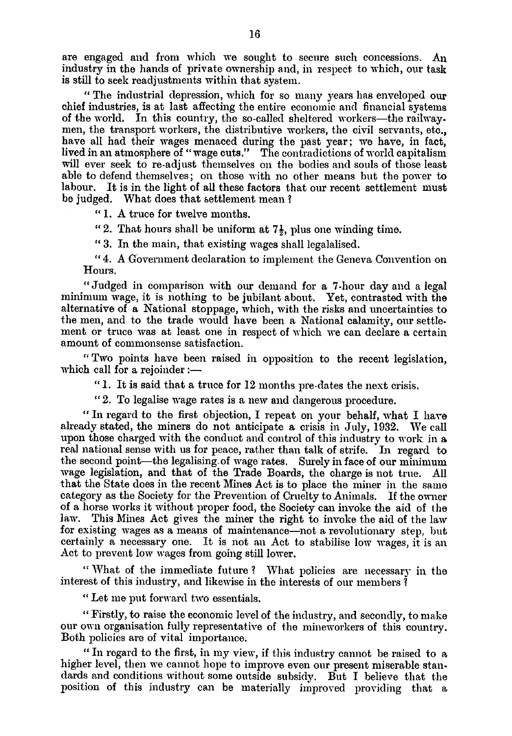are engaged and from which we sought to secure such concessions. An industry in the hands of private ownership and, in respect to which, our task is still to seek readjustments within that system.

"The industrial depression, which for so many years has enveloped our chief industries, is at last affecting the entire economic and financial systems of the world. In this country, the so-called sheltered workers—the railwaymen, the transport workers, the distributive workers, the civil servants, etc., have all had their wages menaced during the past year; we have, in fact, lived in an atmosphere of "wage cuts." The contradictions of world capitalism will ever seek to re-adjust themselves on the bodies and souls of those least able to defend themselves; on those with no other means but the power to labour. It is in the light of all these factors that our recent settlement must be judged. What does that settlement mean?

"1. A truce for twelve months.

"2. That hours shall be uniform at 7½, plus one winding time.

"3. In the main, that existing wages shall legalalised.

"4. A Government declaration to implement the Geneva Convention on Hours.

"Judged in comparison with our demand for a 7-hour day and a legal minimum wage, it is nothing to be jubilant about. Yet, contrasted with the alternative of a National stoppage, which, with the risks and uncertainties to the men, and to the trade would have been a National calamity, our settlement or truce was at least one in respect of which we can declare a certain amount of commonsense satisfaction.

"Two points have been raised in opposition to the recent legislation, which call for a rejoinder:—

"1. It is said that a truce for 12 months pre-dates the next crisis.

"2. To legalise wage rates is a new and dangerous procedure.

"In regard to the first objection, I repeat on your behalf, what I have already stated, the miners do not anticipate a crisis in July, 1932. We call upon those charged with the conduct and control of this industry to work in a real national sense with us for peace, rather than talk of strife. In regard to the second point—the legalising of wage rates. Surely in face of our minimum wage legislation, and that of the Trade Boards, the charge is not true. All that the State does in the recent Mines Act is to place the miner in the same category as the Society for the Prevention of Cruelty to Animals. If the owner of a horse works it without proper food, the Society can invoke the aid of the law. This Mines Act gives the miner the right to invoke the aid of the law for existing wages as a means of maintenance—not a revolutionary step, but certainly a necessary one. It is not an Act to stabilise low wages, it is an Act to prevent low wages from going still lower.

"What of the immediate future? What policies are necessary in the interest of this industry, and likewise in the interests of our members?

"Let me put forward two essentials.

"Firstly, to raise the economic level of the industry, and secondly, to make our own organisation fully representative of the mineworkers of this country. Both policies are of vital importance.

"In regard to the first, in my view, if this industry cannot be raised to a higher level, then we cannot hope to improve even our present miserable standards and conditions without some outside subsidy. But I believe that the position of this industry can be materially improved providing that a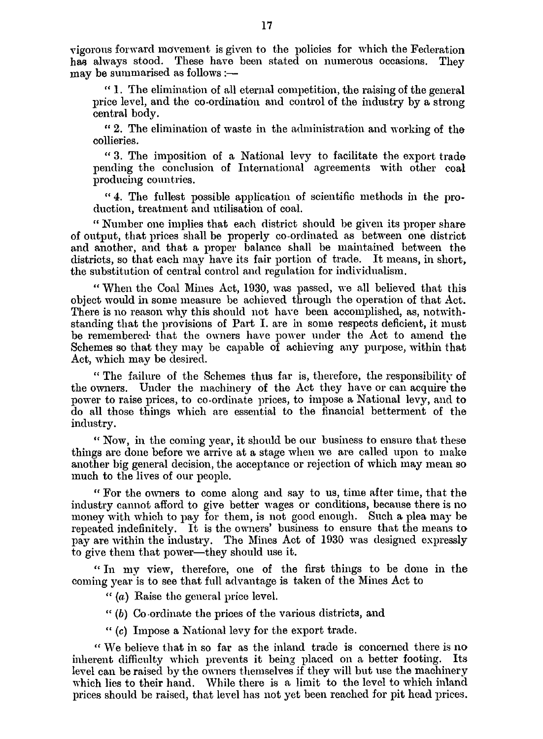vigorous forward movement is given to the policies for which the Federation has always stood. These have been stated on numerous occasions. They may be summarised as follows :—

" 1. The elimination of all eternal competition, the raising of the general price level, and the co-ordination and control of the industry by a strong central body.

" 2. The elimination of waste in the administration and working of the collieries.

" 3. The imposition of a National levy to facilitate the export trade pending the conclusion of International agreements with other coal producing countries.

" 4. The fullest possible application of scientific methods in the production, treatment and utilisation of coal.

" Number one implies that each district should be given its proper share of output, that prices shall be properly co-ordinated as between one district and another, and that a proper balance shall be maintained between the districts, so that each may have its fair portion of trade. It means, in short, the substitution of central control and regulation for individualism.

" When the Coal Mines Act, 1930, was passed, we all believed that this object would in some measure be achieved through the operation of that Act. There is no reason why this should not have been accomplished, as, notwithstanding that the provisions of Part I. are in some respects deficient, it must be remembered that the owners have power under the Act to amend the Schemes so that they may be capable of achieving any purpose, within that Act, which may be desired.

" The failure of the Schemes thus far is, therefore, the responsibility of the owners. Under the machinery of the Act they have or can acquire the power to raise prices, to co-ordinate prices, to impose a National levy, and to do all those things which are essential to the financial betterment of the industry.

" Now, in the coming year, it should be our business to ensure that these things are done before we arrive at a stage when we are called upon to make another big general decision, the acceptance or rejection of which may mean so much to the lives of our people.

" For the owners to come along and say to us, time after time, that the industry cannot afford to give better wages or conditions, because there is no money with which to pay for them, is not good enough. Such a plea may be repeated indefinitely. It is the owners' business to ensure that the means to pay are within the industry. The Mines Act of 1930 was designed expressly to give them that power—they should use it.

" In my view, therefore, one of the first things to be done in the coming year is to see that full advantage is taken of the Mines Act to

" (*a*) Raise the general price level.

" (*b*) Co-ordinate the prices of the various districts, and

" (*c*) Impose a National levy for the export trade.

" We believe that in so far as the inland trade is concerned there is no inherent difficulty which prevents it being placed on a better footing. Its level can be raised by the owners themselves if they will but use the machinery which lies to their hand. While there is a limit to the level to which inland prices should be raised, that level has not yet been reached for pit head prices.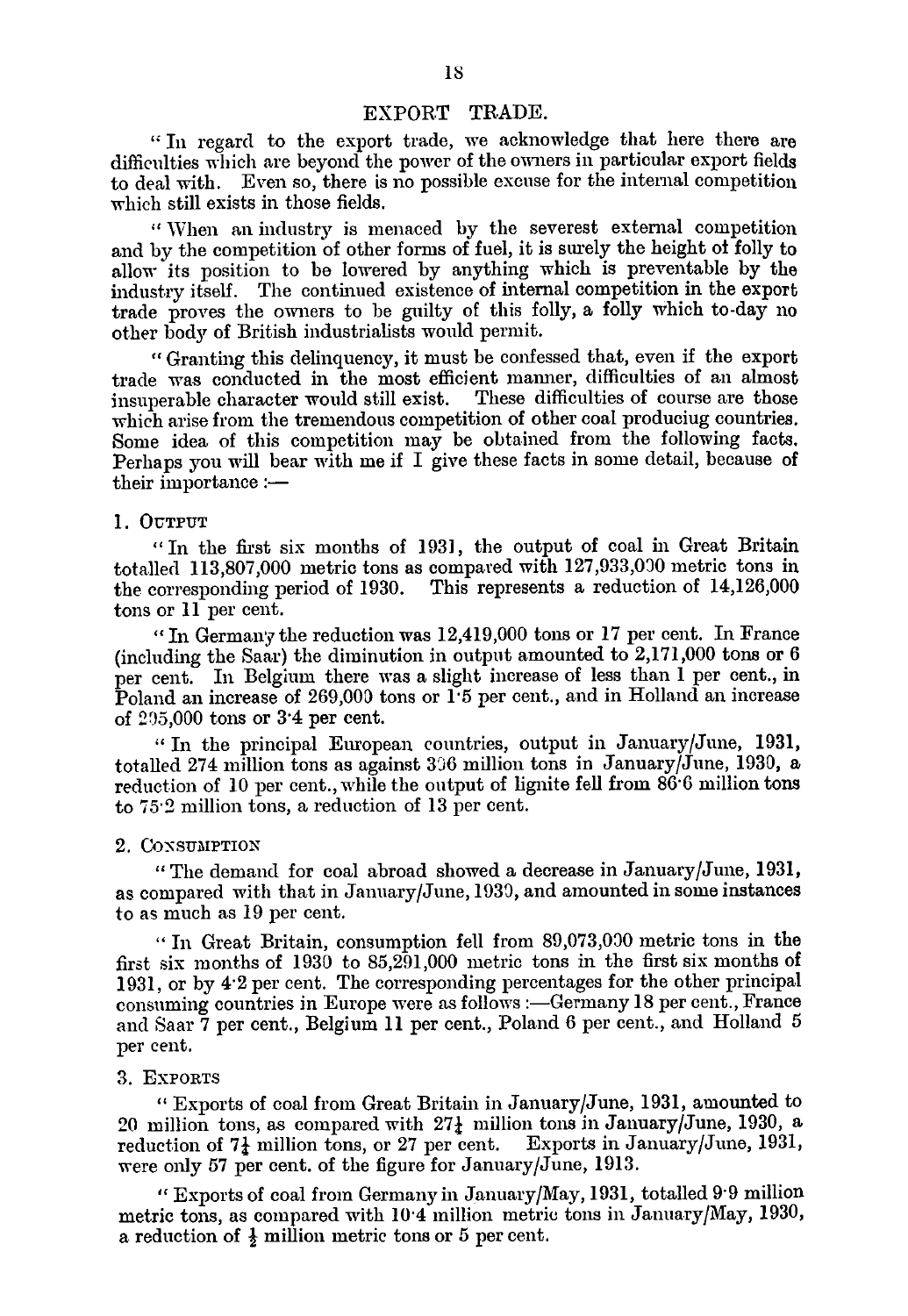## EXPORT TRADE.

"In regard to the export trade, we acknowledge that here there are difficulties which are beyond the power of the owners in particular export fields to deal with. Even so, there is no possible excuse for the internal competition which still exists in those fields.

"When an industry is menaced by the severest external competition and by the competition of other forms of fuel, it is surely the height of folly to allow its position to be lowered by anything which is preventable by the industry itself. The continued existence of internal competition in the export trade proves the owners to be guilty of this folly, a folly which to-day no other body of British industrialists would permit.

"Granting this delinquency, it must be confessed that, even if the export trade was conducted in the most efficient manner, difficulties of an almost insuperable character would still exist. These difficulties of course are those which arise from the tremendous competition of other coal produciug countries. Some idea of this competition may be obtained from the following facts. Perhaps you will bear with me if I give these facts in some detail, because of their importance:—

### 1. Output

"In the first six months of 1931, the output of coal in Great Britain totalled 113,807,000 metric tons as compared with 127,933,000 metric tons in the corresponding period of 1930. This represents a reduction of 14,126,000 tons or 11 per cent.

"In Germany the reduction was 12,419,000 tons or 17 per cent. In France (including the Saar) the diminution in output amounted to 2,171,000 tons or 6 per cent. In Belgium there was a slight increase of less than 1 per cent., in Poland an increase of 269,000 tons or 1·5 per cent., and in Holland an increase of 295,000 tons or 3·4 per cent.

"In the principal European countries, output in January/June, 1931, totalled 274 million tons as against 306 million tons in January/June, 1930, a reduction of 10 per cent., while the output of lignite fell from 86·6 million tons to 75·2 million tons, a reduction of 13 per cent.

### 2. Consumption

"The demand for coal abroad showed a decrease in January/June, 1931, as compared with that in January/June, 1930, and amounted in some instances to as much as 19 per cent.

"In Great Britain, consumption fell from 89,073,000 metric tons in the first six months of 1930 to 85,291,000 metric tons in the first six months of 1931, or by 4·2 per cent. The corresponding percentages for the other principal consuming countries in Europe were as follows:—Germany 18 per cent., France and Saar 7 per cent., Belgium 11 per cent., Poland 6 per cent., and Holland 5 per cent.

### 3. Exports

"Exports of coal from Great Britain in January/June, 1931, amounted to 20 million tons, as compared with 27¼ million tons in January/June, 1930, a reduction of 7¼ million tons, or 27 per cent. Exports in January/June, 1931, were only 57 per cent. of the figure for January/June, 1913.

"Exports of coal from Germany in January/May, 1931, totalled 9·9 million metric tons, as compared with 10·4 million metric tons in January/May, 1930, a reduction of ½ million metric tons or 5 per cent.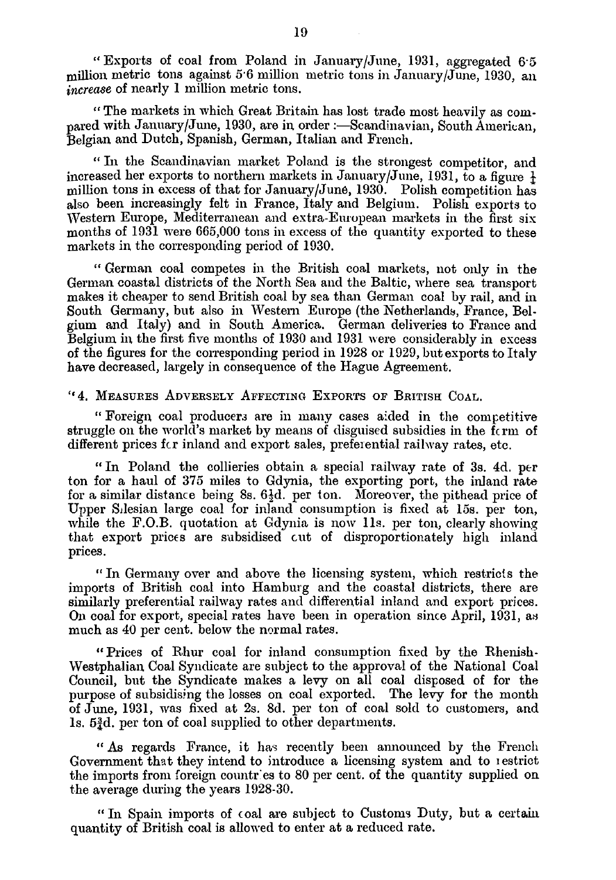"Exports of coal from Poland in January/June, 1931, aggregated 6·5 million metric tons against 5·6 million metric tons in January/June, 1930, an *increase* of nearly 1 million metric tons.

"The markets in which Great Britain has lost trade most heavily as compared with January/June, 1930, are in order :—Scandinavian, South American, Belgian and Dutch, Spanish, German, Italian and French.

"In the Scandinavian market Poland is the strongest competitor, and increased her exports to northern markets in January/June, 1931, to a figure ½ million tons in excess of that for January/June, 1930. Polish competition has also been increasingly felt in France, Italy and Belgium. Polish exports to Western Europe, Mediterranean and extra-European markets in the first six months of 1931 were 665,000 tons in excess of the quantity exported to these markets in the corresponding period of 1930.

"German coal competes in the British coal markets, not only in the German coastal districts of the North Sea and the Baltic, where sea transport makes it cheaper to send British coal by sea than German coal by rail, and in South Germany, but also in Western Europe (the Netherlands, France, Belgium and Italy) and in South America. German deliveries to France and Belgium in the first five months of 1930 and 1931 were considerably in excess of the figures for the corresponding period in 1928 or 1929, but exports to Italy have decreased, largely in consequence of the Hague Agreement.

"4. MEASURES ADVERSELY AFFECTING EXPORTS OF BRITISH COAL.

"Foreign coal producers are in many cases aided in the competitive struggle on the world's market by means of disguised subsidies in the form of different prices for inland and export sales, preferential railway rates, etc.

"In Poland the collieries obtain a special railway rate of 3s. 4d. per ton for a haul of 375 miles to Gdynia, the exporting port, the inland rate for a similar distance being 8s. 6½d. per ton. Moreover, the pithead price of Upper Silesian large coal for inland consumption is fixed at 15s. per ton, while the F.O.B. quotation at Gdynia is now 11s. per ton, clearly showing that export prices are subsidised out of disproportionately high inland prices.

"In Germany over and above the licensing system, which restricts the imports of British coal into Hamburg and the coastal districts, there are similarly preferential railway rates and differential inland and export prices. On coal for export, special rates have been in operation since April, 1931, as much as 40 per cent. below the normal rates.

"Prices of Rhur coal for inland consumption fixed by the Rhenish-Westphalian Coal Syndicate are subject to the approval of the National Coal Council, but the Syndicate makes a levy on all coal disposed of for the purpose of subsidising the losses on coal exported. The levy for the month of June, 1931, was fixed at 2s. 8d. per ton of coal sold to customers, and 1s. 5¾d. per ton of coal supplied to other departments.

"As regards France, it has recently been announced by the French Government that they intend to introduce a licensing system and to restrict the imports from foreign countries to 80 per cent. of the quantity supplied on the average during the years 1928-30.

"In Spain imports of coal are subject to Customs Duty, but a certain quantity of British coal is allowed to enter at a reduced rate.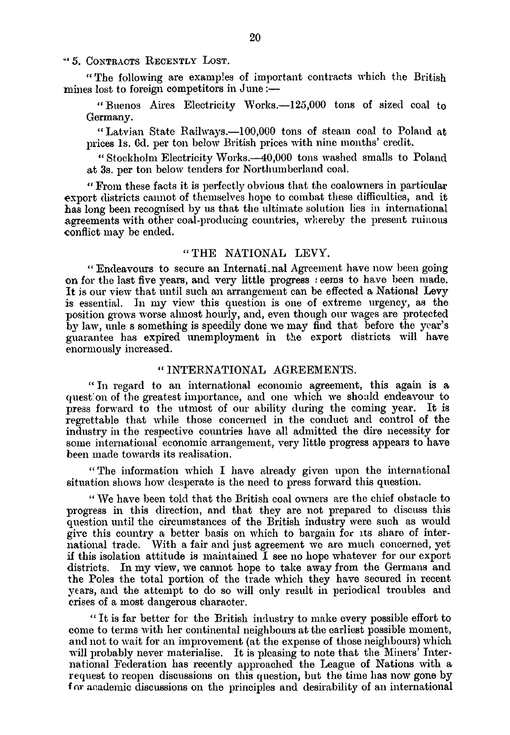"5. CONTRACTS RECENTLY LOST.

"The following are examples of important contracts which the British mines lost to foreign competitors in June :—

"Buenos Aires Electricity Works.—125,000 tons of sized coal to Germany.

"Latvian State Railways.—100,000 tons of steam coal to Poland at prices 1s. 6d. per ton below British prices with nine months' credit.

"Stockholm Electricity Works.—40,000 tons washed smalls to Poland at 3s. per ton below tenders for Northumberland coal.

"From these facts it is perfectly obvious that the coalowners in particular export districts cannot of themselves hope to combat these difficulties, and it has long been recognised by us that the ultimate solution lies in international agreements with other coal-producing countries, whereby the present ruinous conflict may be ended.

"THE NATIONAL LEVY.

"Endeavours to secure an International Agreement have now been going on for the last five years, and very little progress seems to have been made. It is our view that until such an arrangement can be effected a National Levy is essential. In my view this question is one of extreme urgency, as the position grows worse almost hourly, and, even though our wages are protected by law, unless something is speedily done we may find that before the year's guarantee has expired unemployment in the export districts will have enormously increased.

"INTERNATIONAL AGREEMENTS.

"In regard to an international economic agreement, this again is a question of the greatest importance, and one which we should endeavour to press forward to the utmost of our ability during the coming year. It is regrettable that while those concerned in the conduct and control of the industry in the respective countries have all admitted the dire necessity for some international economic arrangement, very little progress appears to have been made towards its realisation.

"The information which I have already given upon the international situation shows how desperate is the need to press forward this question.

"We have been told that the British coal owners are the chief obstacle to progress in this direction, and that they are not prepared to discuss this question until the circumstances of the British industry were such as would give this country a better basis on which to bargain for its share of international trade. With a fair and just agreement we are much concerned, yet if this isolation attitude is maintained I see no hope whatever for our export districts. In my view, we cannot hope to take away from the Germans and the Poles the total portion of the trade which they have secured in recent years, and the attempt to do so will only result in periodical troubles and crises of a most dangerous character.

"It is far better for the British industry to make every possible effort to come to terms with her continental neighbours at the earliest possible moment, and not to wait for an improvement (at the expense of those neighbours) which will probably never materialise. It is pleasing to note that the Miners' International Federation has recently approached the League of Nations with a request to reopen discussions on this question, but the time has now gone by for academic discussions on the principles and desirability of an international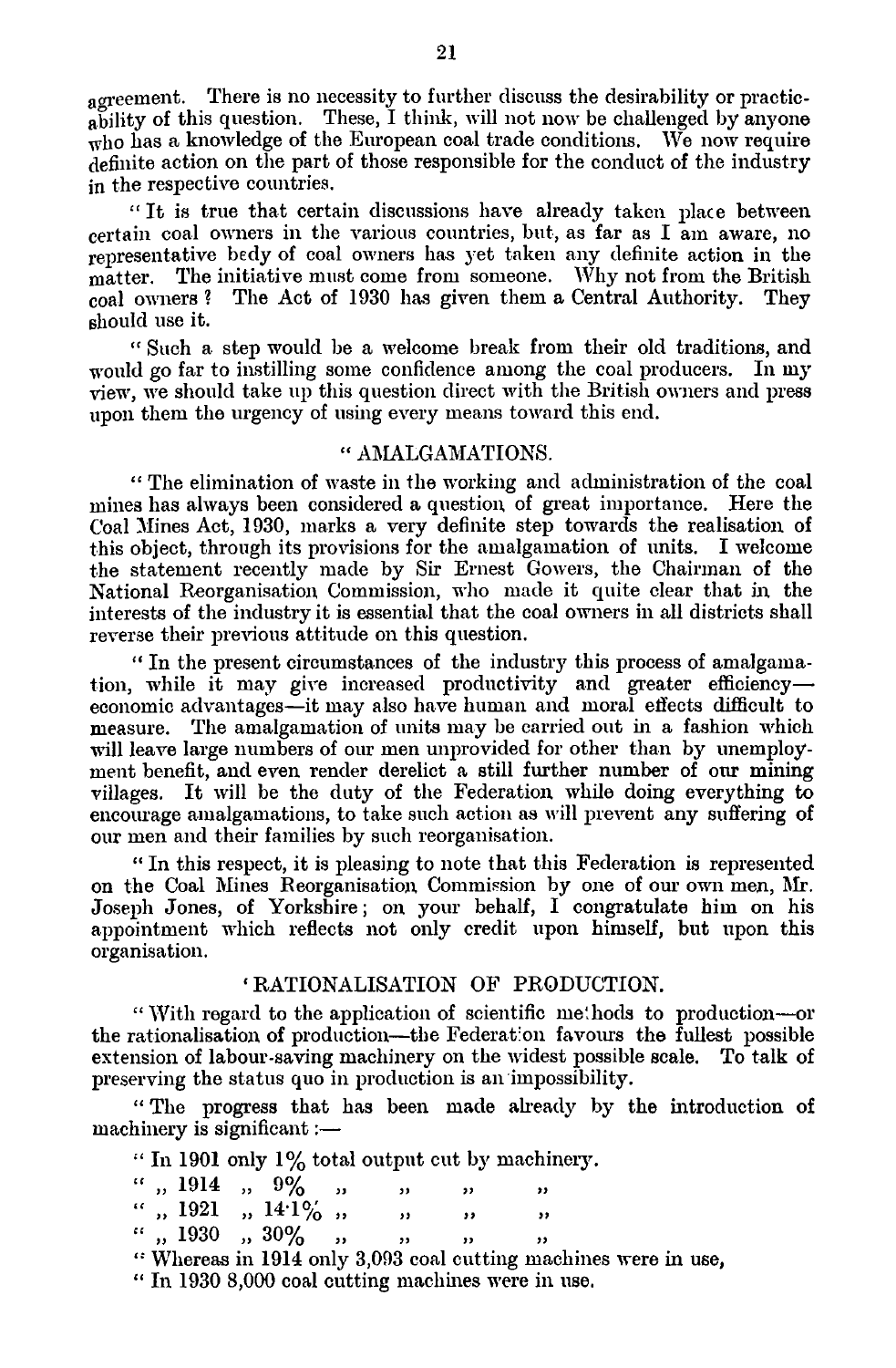agreement. There is no necessity to further discuss the desirability or practicability of this question. These, I think, will not now be challenged by anyone who has a knowledge of the European coal trade conditions. We now require definite action on the part of those responsible for the conduct of the industry in the respective countries.

"It is true that certain discussions have already taken place between certain coal owners in the various countries, but, as far as I am aware, no representative body of coal owners has yet taken any definite action in the matter. The initiative must come from someone. Why not from the British coal owners? The Act of 1930 has given them a Central Authority. They should use it.

"Such a step would be a welcome break from their old traditions, and would go far to instilling some confidence among the coal producers. In my view, we should take up this question direct with the British owners and press upon them the urgency of using every means toward this end.

### "AMALGAMATIONS.

"The elimination of waste in the working and administration of the coal mines has always been considered a question of great importance. Here the Coal Mines Act, 1930, marks a very definite step towards the realisation of this object, through its provisions for the amalgamation of units. I welcome the statement recently made by Sir Ernest Gowers, the Chairman of the National Reorganisation Commission, who made it quite clear that in the interests of the industry it is essential that the coal owners in all districts shall reverse their previous attitude on this question.

"In the present circumstances of the industry this process of amalgamation, while it may give increased productivity and greater efficiency—economic advantages—it may also have human and moral effects difficult to measure. The amalgamation of units may be carried out in a fashion which will leave large numbers of our men unprovided for other than by unemployment benefit, and even render derelict a still further number of our mining villages. It will be the duty of the Federation while doing everything to encourage amalgamations, to take such action as will prevent any suffering of our men and their families by such reorganisation.

"In this respect, it is pleasing to note that this Federation is represented on the Coal Mines Reorganisation Commission by one of our own men, Mr. Joseph Jones, of Yorkshire; on your behalf, I congratulate him on his appointment which reflects not only credit upon himself, but upon this organisation.

### 'RATIONALISATION OF PRODUCTION.

"With regard to the application of scientific methods to production—or the rationalisation of production—the Federation favours the fullest possible extension of labour-saving machinery on the widest possible scale. To talk of preserving the status quo in production is an impossibility.

"The progress that has been made already by the introduction of machinery is significant:—

"In 1901 only 1% total output cut by machinery.
" ,, 1914 ,, 9% ,, ,, ,, ,,
" ,, 1921 ,, 14·1% ,, ,, ,, ,,
" ,, 1930 ,, 30% ,, ,, ,, ,,
"Whereas in 1914 only 3,093 coal cutting machines were in use,
"In 1930 8,000 coal cutting machines were in use.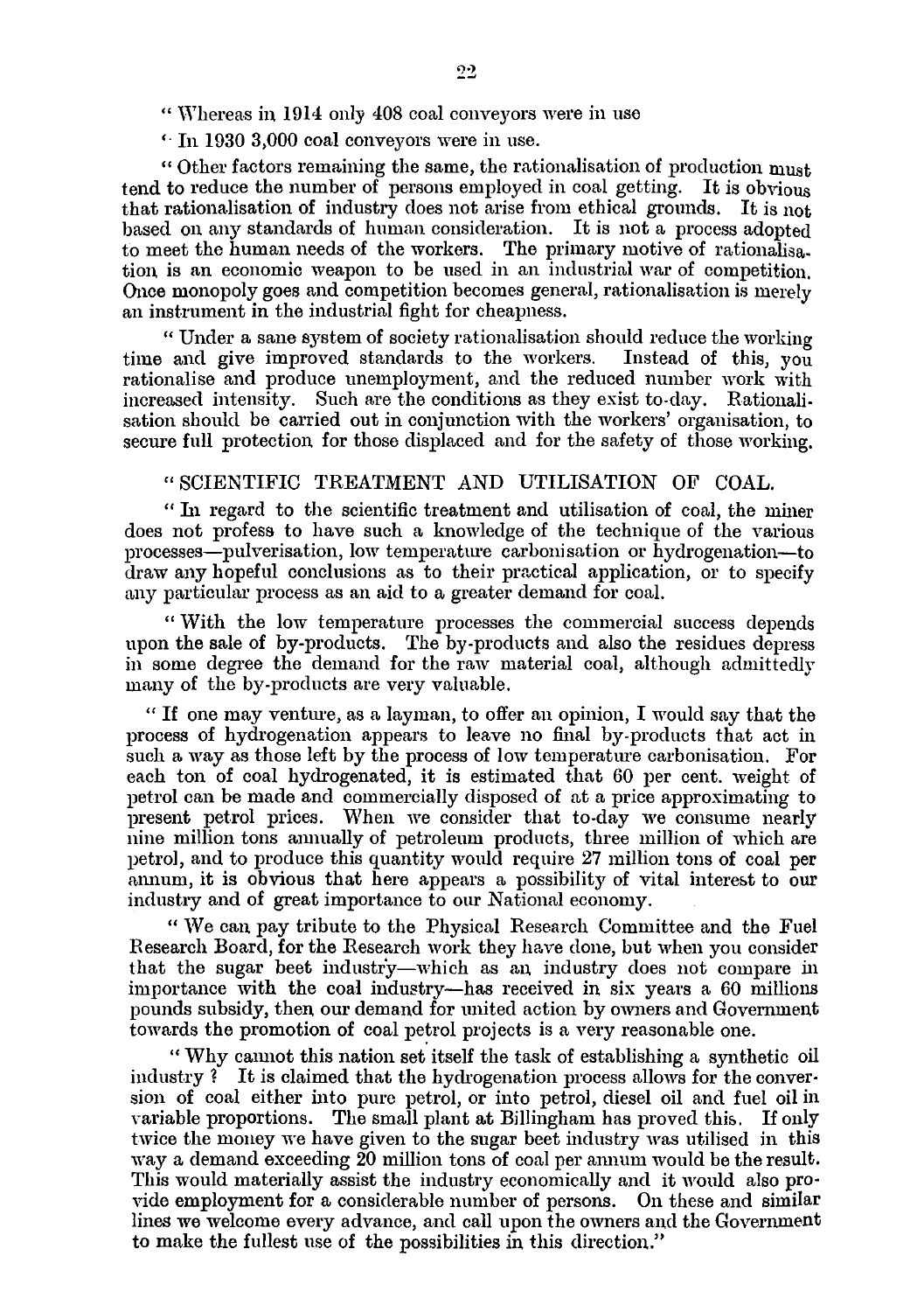" Whereas in 1914 only 408 coal conveyors were in use

" In 1930 3,000 coal conveyors were in use.

" Other factors remaining the same, the rationalisation of production must tend to reduce the number of persons employed in coal getting. It is obvious that rationalisation of industry does not arise from ethical grounds. It is not based on any standards of human consideration. It is not a process adopted to meet the human needs of the workers. The primary motive of rationalisation is an economic weapon to be used in an industrial war of competition. Once monopoly goes and competition becomes general, rationalisation is merely an instrument in the industrial fight for cheapness.

" Under a sane system of society rationalisation should reduce the working time and give improved standards to the workers. Instead of this, you rationalise and produce unemployment, and the reduced number work with increased intensity. Such are the conditions as they exist to-day. Rationalisation should be carried out in conjunction with the workers' organisation, to secure full protection for those displaced and for the safety of those working.

" SCIENTIFIC TREATMENT AND UTILISATION OF COAL.

" In regard to the scientific treatment and utilisation of coal, the miner does not profess to have such a knowledge of the technique of the various processes—pulverisation, low temperature carbonisation or hydrogenation—to draw any hopeful conclusions as to their practical application, or to specify any particular process as an aid to a greater demand for coal.

" With the low temperature processes the commercial success depends upon the sale of by-products. The by-products and also the residues depress in some degree the demand for the raw material coal, although admittedly many of the by-products are very valuable.

" If one may venture, as a layman, to offer an opinion, I would say that the process of hydrogenation appears to leave no final by-products that act in such a way as those left by the process of low temperature carbonisation. For each ton of coal hydrogenated, it is estimated that 60 per cent. weight of petrol can be made and commercially disposed of at a price approximating to present petrol prices. When we consider that to-day we consume nearly nine million tons annually of petroleum products, three million of which are petrol, and to produce this quantity would require 27 million tons of coal per annum, it is obvious that here appears a possibility of vital interest to our industry and of great importance to our National economy.

" We can pay tribute to the Physical Research Committee and the Fuel Research Board, for the Research work they have done, but when you consider that the sugar beet industry—which as an industry does not compare in importance with the coal industry—has received in six years a 60 millions pounds subsidy, then our demand for united action by owners and Government towards the promotion of coal petrol projects is a very reasonable one.

" Why cannot this nation set itself the task of establishing a synthetic oil industry ? It is claimed that the hydrogenation process allows for the conversion of coal either into pure petrol, or into petrol, diesel oil and fuel oil in variable proportions. The small plant at Billingham has proved this. If only twice the money we have given to the sugar beet industry was utilised in this way a demand exceeding 20 million tons of coal per annum would be the result. This would materially assist the industry economically and it would also provide employment for a considerable number of persons. On these and similar lines we welcome every advance, and call upon the owners and the Government to make the fullest use of the possibilities in this direction."